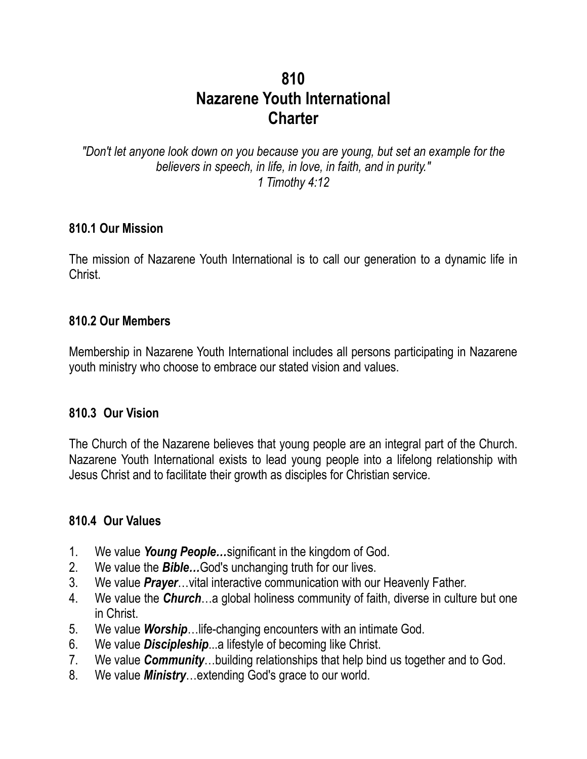# 810
# Nazarene Youth International
# Charter

*"Don't let anyone look down on you because you are young, but set an example for the believers in speech, in life, in love, in faith, and in purity."*
*1 Timothy 4:12*

### 810.1 Our Mission

The mission of Nazarene Youth International is to call our generation to a dynamic life in Christ.

### 810.2 Our Members

Membership in Nazarene Youth International includes all persons participating in Nazarene youth ministry who choose to embrace our stated vision and values.

### 810.3 Our Vision

The Church of the Nazarene believes that young people are an integral part of the Church. Nazarene Youth International exists to lead young people into a lifelong relationship with Jesus Christ and to facilitate their growth as disciples for Christian service.

### 810.4 Our Values

1. We value ***Young People…***significant in the kingdom of God.
2. We value the ***Bible…***God's unchanging truth for our lives.
3. We value ***Prayer***…vital interactive communication with our Heavenly Father.
4. We value the ***Church***…a global holiness community of faith, diverse in culture but one in Christ.
5. We value ***Worship***…life-changing encounters with an intimate God.
6. We value ***Discipleship***...a lifestyle of becoming like Christ.
7. We value ***Community***…building relationships that help bind us together and to God.
8. We value ***Ministry***…extending God's grace to our world.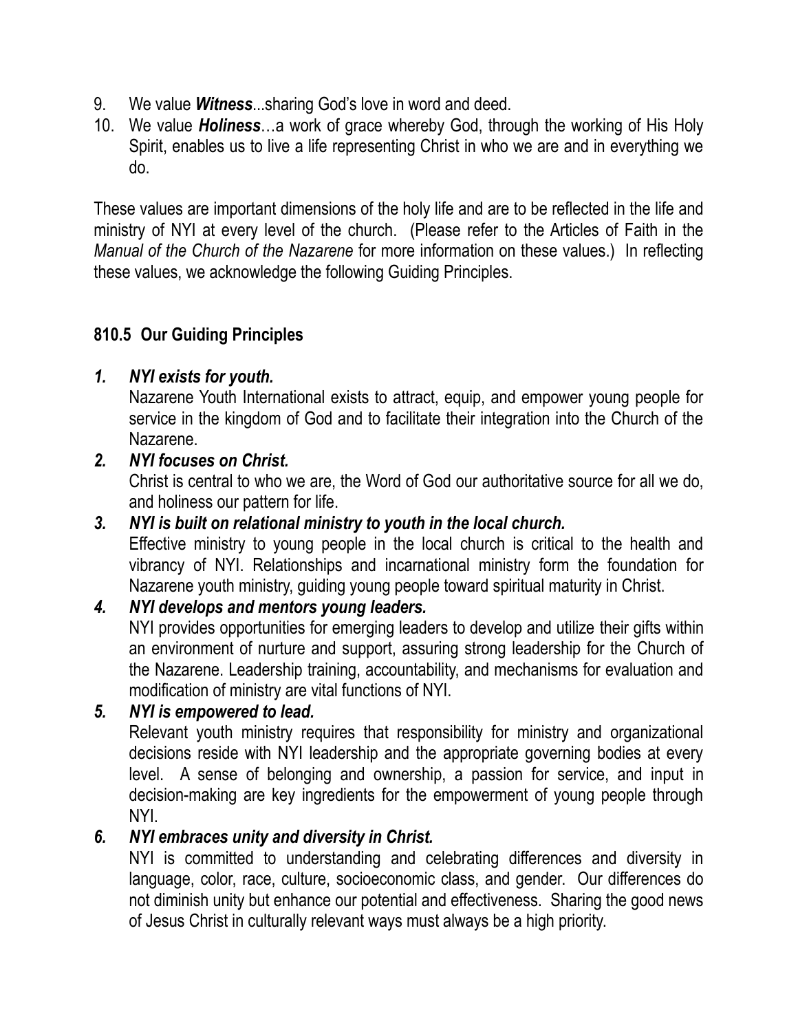9. We value ***Witness***...sharing God's love in word and deed.
10. We value ***Holiness***…a work of grace whereby God, through the working of His Holy Spirit, enables us to live a life representing Christ in who we are and in everything we do.

These values are important dimensions of the holy life and are to be reflected in the life and ministry of NYI at every level of the church. (Please refer to the Articles of Faith in the *Manual of the Church of the Nazarene* for more information on these values.) In reflecting these values, we acknowledge the following Guiding Principles.

### 810.5 Our Guiding Principles

1. ***NYI exists for youth.***
   Nazarene Youth International exists to attract, equip, and empower young people for service in the kingdom of God and to facilitate their integration into the Church of the Nazarene.
2. ***NYI focuses on Christ.***
   Christ is central to who we are, the Word of God our authoritative source for all we do, and holiness our pattern for life.
3. ***NYI is built on relational ministry to youth in the local church.***
   Effective ministry to young people in the local church is critical to the health and vibrancy of NYI. Relationships and incarnational ministry form the foundation for Nazarene youth ministry, guiding young people toward spiritual maturity in Christ.
4. ***NYI develops and mentors young leaders.***
   NYI provides opportunities for emerging leaders to develop and utilize their gifts within an environment of nurture and support, assuring strong leadership for the Church of the Nazarene. Leadership training, accountability, and mechanisms for evaluation and modification of ministry are vital functions of NYI.
5. ***NYI is empowered to lead.***
   Relevant youth ministry requires that responsibility for ministry and organizational decisions reside with NYI leadership and the appropriate governing bodies at every level. A sense of belonging and ownership, a passion for service, and input in decision-making are key ingredients for the empowerment of young people through NYI.
6. ***NYI embraces unity and diversity in Christ.***
   NYI is committed to understanding and celebrating differences and diversity in language, color, race, culture, socioeconomic class, and gender. Our differences do not diminish unity but enhance our potential and effectiveness. Sharing the good news of Jesus Christ in culturally relevant ways must always be a high priority.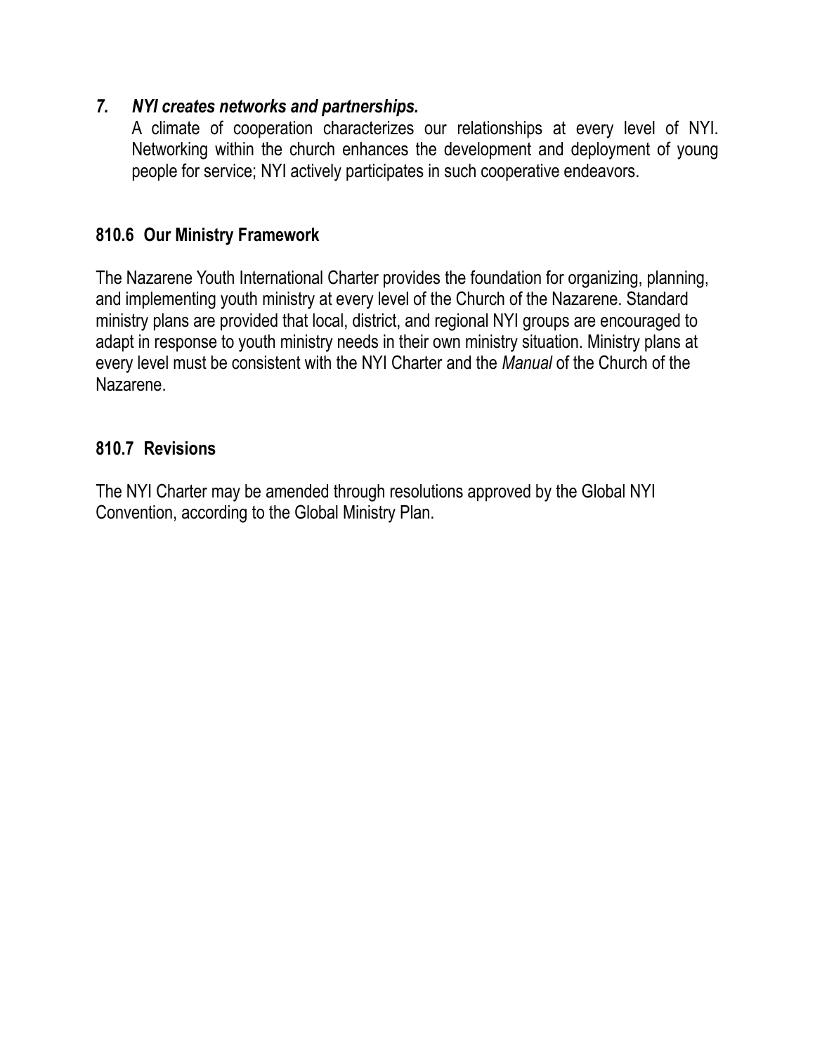*7.* ***NYI creates networks and partnerships.***

A climate of cooperation characterizes our relationships at every level of NYI. Networking within the church enhances the development and deployment of young people for service; NYI actively participates in such cooperative endeavors.

### 810.6 Our Ministry Framework

The Nazarene Youth International Charter provides the foundation for organizing, planning, and implementing youth ministry at every level of the Church of the Nazarene. Standard ministry plans are provided that local, district, and regional NYI groups are encouraged to adapt in response to youth ministry needs in their own ministry situation. Ministry plans at every level must be consistent with the NYI Charter and the *Manual* of the Church of the Nazarene.

### 810.7 Revisions

The NYI Charter may be amended through resolutions approved by the Global NYI Convention, according to the Global Ministry Plan.